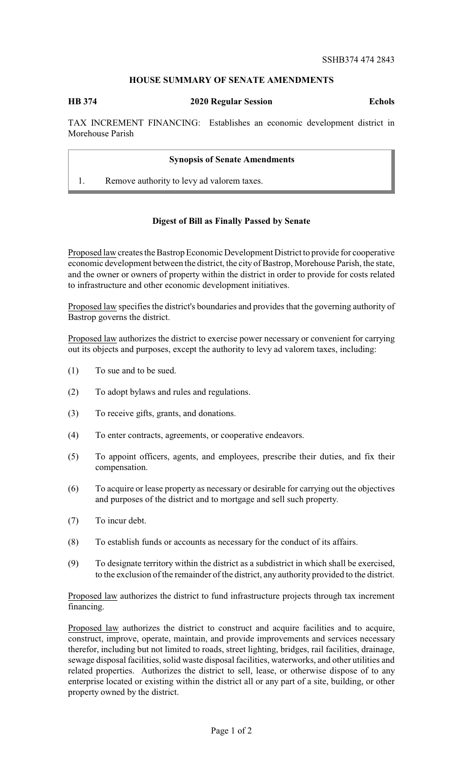SSHB374 474 2843

## HOUSE SUMMARY OF SENATE AMENDMENTS

**HB 374** **2020 Regular Session** **Echols**

TAX INCREMENT FINANCING: Establishes an economic development district in Morehouse Parish

### Synopsis of Senate Amendments

1. Remove authority to levy ad valorem taxes.

### Digest of Bill as Finally Passed by Senate

Proposed law creates the Bastrop Economic Development District to provide for cooperative economic development between the district, the city of Bastrop, Morehouse Parish, the state, and the owner or owners of property within the district in order to provide for costs related to infrastructure and other economic development initiatives.

Proposed law specifies the district's boundaries and provides that the governing authority of Bastrop governs the district.

Proposed law authorizes the district to exercise power necessary or convenient for carrying out its objects and purposes, except the authority to levy ad valorem taxes, including:

(1) To sue and to be sued.

(2) To adopt bylaws and rules and regulations.

(3) To receive gifts, grants, and donations.

(4) To enter contracts, agreements, or cooperative endeavors.

(5) To appoint officers, agents, and employees, prescribe their duties, and fix their compensation.

(6) To acquire or lease property as necessary or desirable for carrying out the objectives and purposes of the district and to mortgage and sell such property.

(7) To incur debt.

(8) To establish funds or accounts as necessary for the conduct of its affairs.

(9) To designate territory within the district as a subdistrict in which shall be exercised, to the exclusion of the remainder of the district, any authority provided to the district.

Proposed law authorizes the district to fund infrastructure projects through tax increment financing.

Proposed law authorizes the district to construct and acquire facilities and to acquire, construct, improve, operate, maintain, and provide improvements and services necessary therefor, including but not limited to roads, street lighting, bridges, rail facilities, drainage, sewage disposal facilities, solid waste disposal facilities, waterworks, and other utilities and related properties. Authorizes the district to sell, lease, or otherwise dispose of to any enterprise located or existing within the district all or any part of a site, building, or other property owned by the district.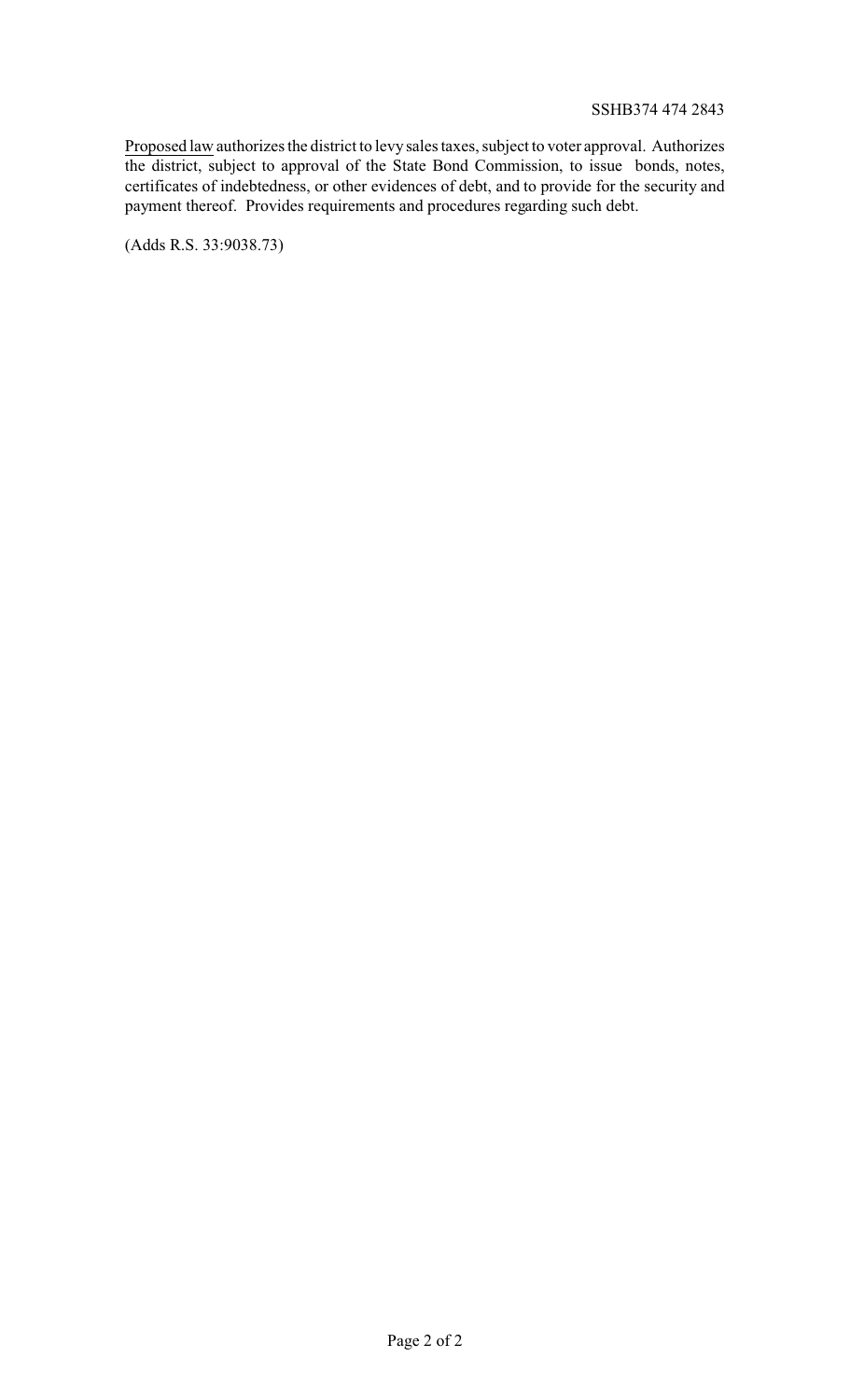Proposed law authorizes the district to levy sales taxes, subject to voter approval. Authorizes the district, subject to approval of the State Bond Commission, to issue bonds, notes, certificates of indebtedness, or other evidences of debt, and to provide for the security and payment thereof. Provides requirements and procedures regarding such debt.

(Adds R.S. 33:9038.73)